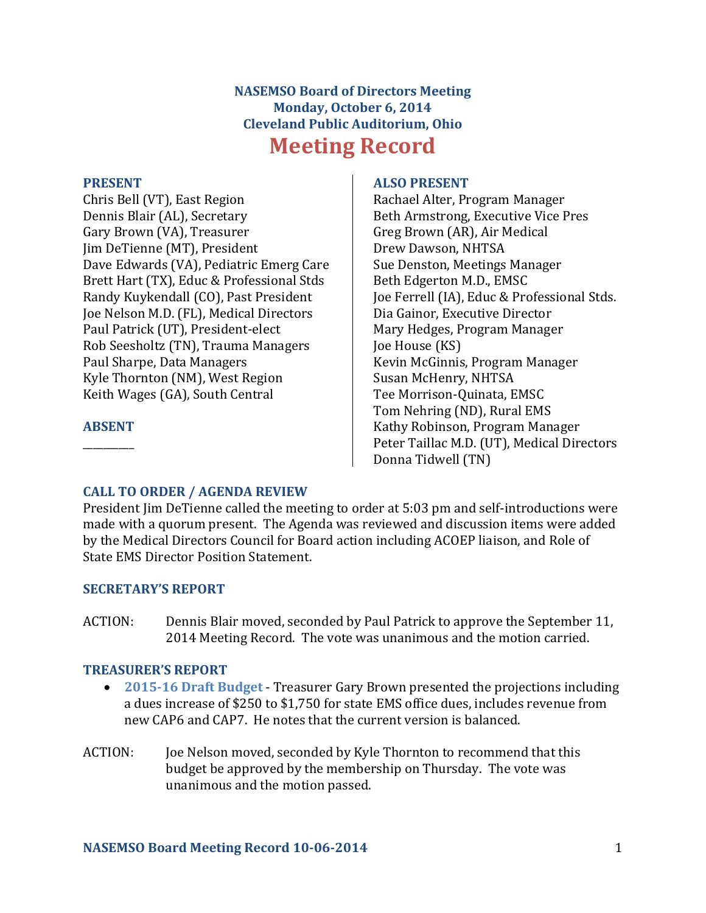# NASEMSO Board of Directors Meeting
## Monday, October 6, 2014
## Cleveland Public Auditorium, Ohio

# Meeting Record

### PRESENT

Chris Bell (VT), East Region
Dennis Blair (AL), Secretary
Gary Brown (VA), Treasurer
Jim DeTienne (MT), President
Dave Edwards (VA), Pediatric Emerg Care
Brett Hart (TX), Educ & Professional Stds
Randy Kuykendall (CO), Past President
Joe Nelson M.D. (FL), Medical Directors
Paul Patrick (UT), President-elect
Rob Seesholtz (TN), Trauma Managers
Paul Sharpe, Data Managers
Kyle Thornton (NM), West Region
Keith Wages (GA), South Central

### ABSENT

_________

### ALSO PRESENT

Rachael Alter, Program Manager
Beth Armstrong, Executive Vice Pres
Greg Brown (AR), Air Medical
Drew Dawson, NHTSA
Sue Denston, Meetings Manager
Beth Edgerton M.D., EMSC
Joe Ferrell (IA), Educ & Professional Stds.
Dia Gainor, Executive Director
Mary Hedges, Program Manager
Joe House (KS)
Kevin McGinnis, Program Manager
Susan McHenry, NHTSA
Tee Morrison-Quinata, EMSC
Tom Nehring (ND), Rural EMS
Kathy Robinson, Program Manager
Peter Taillac M.D. (UT), Medical Directors
Donna Tidwell (TN)

### CALL TO ORDER / AGENDA REVIEW

President Jim DeTienne called the meeting to order at 5:03 pm and self-introductions were made with a quorum present. The Agenda was reviewed and discussion items were added by the Medical Directors Council for Board action including ACOEP liaison, and Role of State EMS Director Position Statement.

### SECRETARY'S REPORT

ACTION: Dennis Blair moved, seconded by Paul Patrick to approve the September 11, 2014 Meeting Record. The vote was unanimous and the motion carried.

### TREASURER'S REPORT

- **2015-16 Draft Budget** - Treasurer Gary Brown presented the projections including a dues increase of $250 to $1,750 for state EMS office dues, includes revenue from new CAP6 and CAP7. He notes that the current version is balanced.

ACTION: Joe Nelson moved, seconded by Kyle Thornton to recommend that this budget be approved by the membership on Thursday. The vote was unanimous and the motion passed.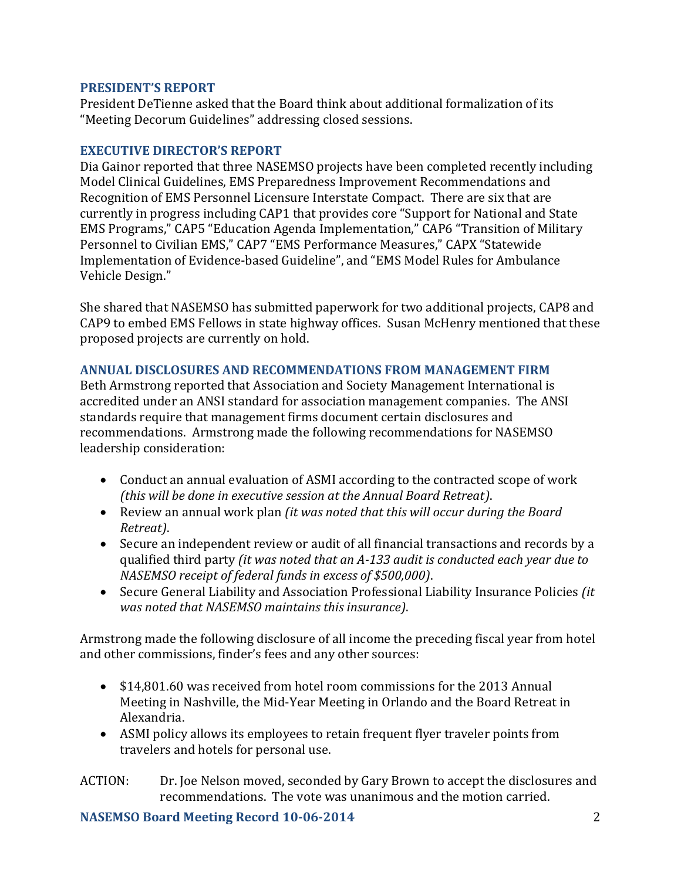## PRESIDENT'S REPORT

President DeTienne asked that the Board think about additional formalization of its "Meeting Decorum Guidelines" addressing closed sessions.

## EXECUTIVE DIRECTOR'S REPORT

Dia Gainor reported that three NASEMSO projects have been completed recently including Model Clinical Guidelines, EMS Preparedness Improvement Recommendations and Recognition of EMS Personnel Licensure Interstate Compact. There are six that are currently in progress including CAP1 that provides core "Support for National and State EMS Programs," CAP5 "Education Agenda Implementation," CAP6 "Transition of Military Personnel to Civilian EMS," CAP7 "EMS Performance Measures," CAPX "Statewide Implementation of Evidence-based Guideline", and "EMS Model Rules for Ambulance Vehicle Design."

She shared that NASEMSO has submitted paperwork for two additional projects, CAP8 and CAP9 to embed EMS Fellows in state highway offices. Susan McHenry mentioned that these proposed projects are currently on hold.

## ANNUAL DISCLOSURES AND RECOMMENDATIONS FROM MANAGEMENT FIRM

Beth Armstrong reported that Association and Society Management International is accredited under an ANSI standard for association management companies. The ANSI standards require that management firms document certain disclosures and recommendations. Armstrong made the following recommendations for NASEMSO leadership consideration:

- Conduct an annual evaluation of ASMI according to the contracted scope of work *(this will be done in executive session at the Annual Board Retreat)*.
- Review an annual work plan *(it was noted that this will occur during the Board Retreat)*.
- Secure an independent review or audit of all financial transactions and records by a qualified third party *(it was noted that an A-133 audit is conducted each year due to NASEMSO receipt of federal funds in excess of $500,000)*.
- Secure General Liability and Association Professional Liability Insurance Policies *(it was noted that NASEMSO maintains this insurance)*.

Armstrong made the following disclosure of all income the preceding fiscal year from hotel and other commissions, finder's fees and any other sources:

- $14,801.60 was received from hotel room commissions for the 2013 Annual Meeting in Nashville, the Mid-Year Meeting in Orlando and the Board Retreat in Alexandria.
- ASMI policy allows its employees to retain frequent flyer traveler points from travelers and hotels for personal use.

ACTION: Dr. Joe Nelson moved, seconded by Gary Brown to accept the disclosures and recommendations. The vote was unanimous and the motion carried.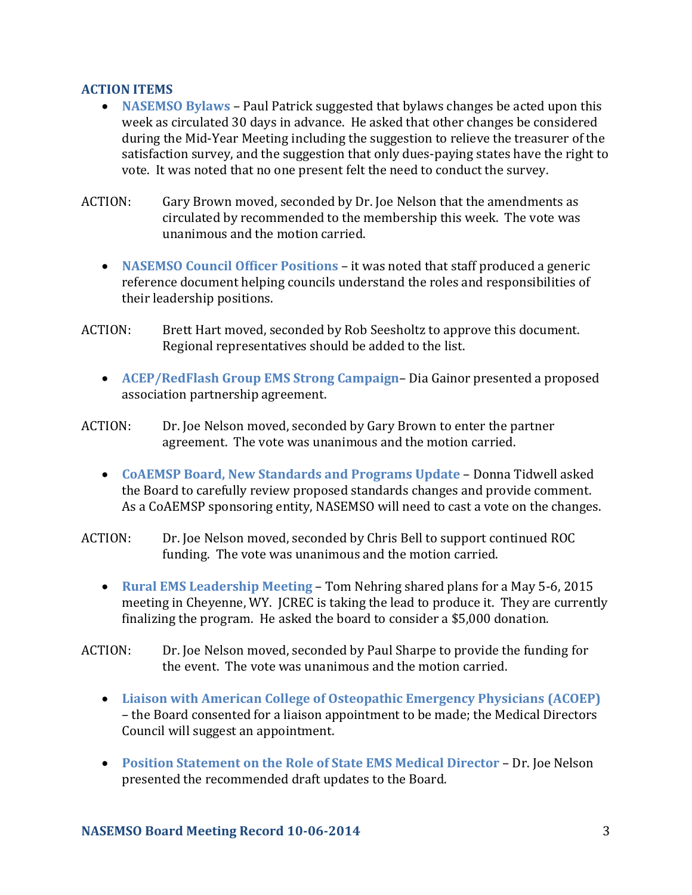## ACTION ITEMS

- **NASEMSO Bylaws** – Paul Patrick suggested that bylaws changes be acted upon this week as circulated 30 days in advance. He asked that other changes be considered during the Mid-Year Meeting including the suggestion to relieve the treasurer of the satisfaction survey, and the suggestion that only dues-paying states have the right to vote. It was noted that no one present felt the need to conduct the survey.

ACTION: Gary Brown moved, seconded by Dr. Joe Nelson that the amendments as circulated by recommended to the membership this week. The vote was unanimous and the motion carried.

- **NASEMSO Council Officer Positions** – it was noted that staff produced a generic reference document helping councils understand the roles and responsibilities of their leadership positions.

ACTION: Brett Hart moved, seconded by Rob Seesholtz to approve this document. Regional representatives should be added to the list.

- **ACEP/RedFlash Group EMS Strong Campaign**– Dia Gainor presented a proposed association partnership agreement.

ACTION: Dr. Joe Nelson moved, seconded by Gary Brown to enter the partner agreement. The vote was unanimous and the motion carried.

- **CoAEMSP Board, New Standards and Programs Update** – Donna Tidwell asked the Board to carefully review proposed standards changes and provide comment. As a CoAEMSP sponsoring entity, NASEMSO will need to cast a vote on the changes.

ACTION: Dr. Joe Nelson moved, seconded by Chris Bell to support continued ROC funding. The vote was unanimous and the motion carried.

- **Rural EMS Leadership Meeting** – Tom Nehring shared plans for a May 5-6, 2015 meeting in Cheyenne, WY. JCREC is taking the lead to produce it. They are currently finalizing the program. He asked the board to consider a $5,000 donation.

ACTION: Dr. Joe Nelson moved, seconded by Paul Sharpe to provide the funding for the event. The vote was unanimous and the motion carried.

- **Liaison with American College of Osteopathic Emergency Physicians (ACOEP)** – the Board consented for a liaison appointment to be made; the Medical Directors Council will suggest an appointment.

- **Position Statement on the Role of State EMS Medical Director** – Dr. Joe Nelson presented the recommended draft updates to the Board.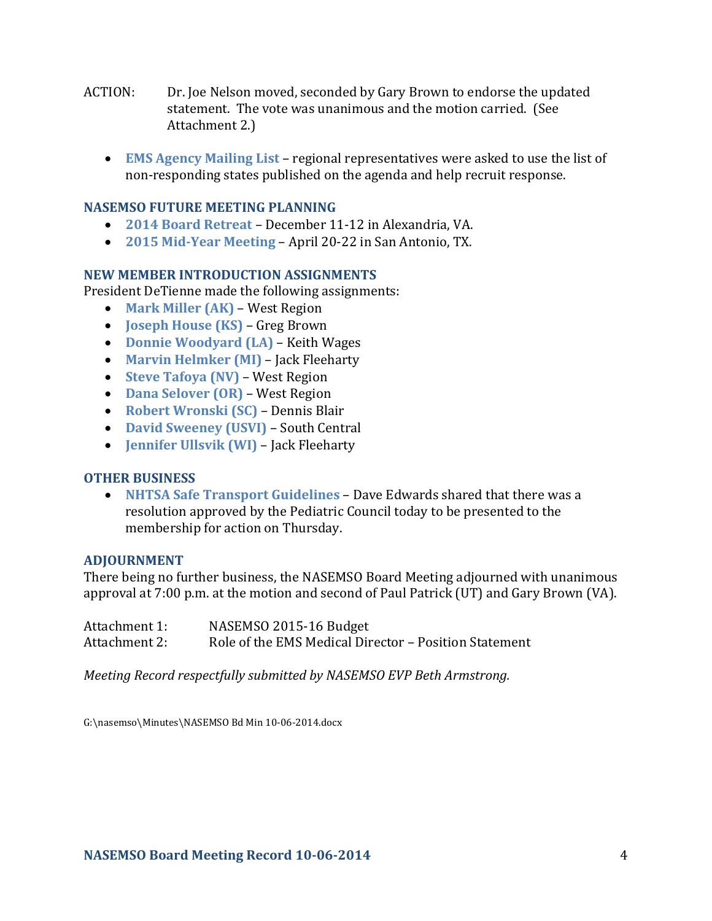ACTION: Dr. Joe Nelson moved, seconded by Gary Brown to endorse the updated statement. The vote was unanimous and the motion carried. (See Attachment 2.)

- **EMS Agency Mailing List** – regional representatives were asked to use the list of non-responding states published on the agenda and help recruit response.

### NASEMSO FUTURE MEETING PLANNING

- **2014 Board Retreat** – December 11-12 in Alexandria, VA.
- **2015 Mid-Year Meeting** – April 20-22 in San Antonio, TX.

### NEW MEMBER INTRODUCTION ASSIGNMENTS

President DeTienne made the following assignments:

- **Mark Miller (AK)** – West Region
- **Joseph House (KS)** – Greg Brown
- **Donnie Woodyard (LA)** – Keith Wages
- **Marvin Helmker (MI)** – Jack Fleeharty
- **Steve Tafoya (NV)** – West Region
- **Dana Selover (OR)** – West Region
- **Robert Wronski (SC)** – Dennis Blair
- **David Sweeney (USVI)** – South Central
- **Jennifer Ullsvik (WI)** – Jack Fleeharty

### OTHER BUSINESS

- **NHTSA Safe Transport Guidelines** – Dave Edwards shared that there was a resolution approved by the Pediatric Council today to be presented to the membership for action on Thursday.

### ADJOURNMENT

There being no further business, the NASEMSO Board Meeting adjourned with unanimous approval at 7:00 p.m. at the motion and second of Paul Patrick (UT) and Gary Brown (VA).

Attachment 1: NASEMSO 2015-16 Budget
Attachment 2: Role of the EMS Medical Director – Position Statement

*Meeting Record respectfully submitted by NASEMSO EVP Beth Armstrong.*

G:\nasemso\Minutes\NASEMSO Bd Min 10-06-2014.docx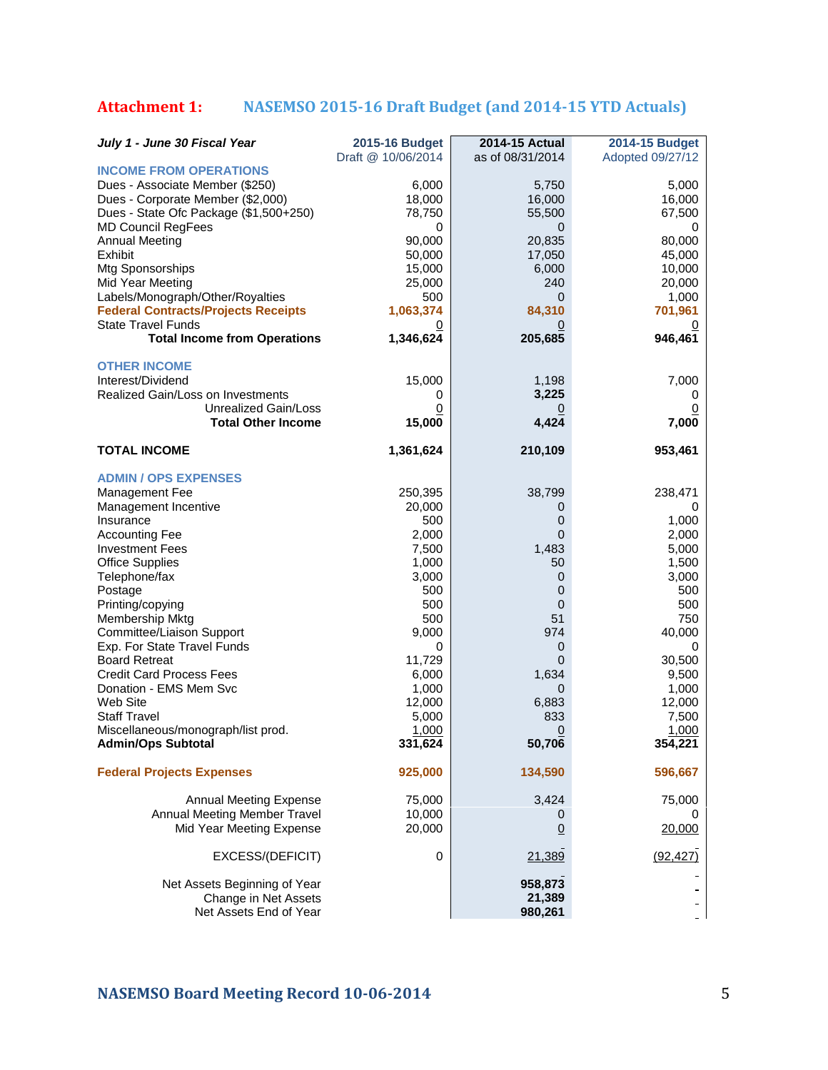## Attachment 1: NASEMSO 2015-16 Draft Budget (and 2014-15 YTD Actuals)

| *July 1 - June 30 Fiscal Year* | 2015-16 Budget<br>Draft @ 10/06/2014 | 2014-15 Actual<br>as of 08/31/2014 | 2014-15 Budget<br>Adopted 09/27/12 |
|---|---|---|---|
| **INCOME FROM OPERATIONS** | | | |
| Dues - Associate Member ($250) | 6,000 | 5,750 | 5,000 |
| Dues - Corporate Member ($2,000) | 18,000 | 16,000 | 16,000 |
| Dues - State Ofc Package ($1,500+250) | 78,750 | 55,500 | 67,500 |
| MD Council RegFees | 0 | 0 | 0 |
| Annual Meeting | 90,000 | 20,835 | 80,000 |
| Exhibit | 50,000 | 17,050 | 45,000 |
| Mtg Sponsorships | 15,000 | 6,000 | 10,000 |
| Mid Year Meeting | 25,000 | 240 | 20,000 |
| Labels/Monograph/Other/Royalties | 500 | 0 | 1,000 |
| **Federal Contracts/Projects Receipts** | **1,063,374** | **84,310** | **701,961** |
| State Travel Funds | 0 | 0 | 0 |
| **Total Income from Operations** | **1,346,624** | **205,685** | **946,461** |
| **OTHER INCOME** | | | |
| Interest/Dividend | 15,000 | 1,198 | 7,000 |
| Realized Gain/Loss on Investments | 0 | **3,225** | 0 |
| Unrealized Gain/Loss | 0 | 0 | 0 |
| **Total Other Income** | **15,000** | **4,424** | **7,000** |
| **TOTAL INCOME** | **1,361,624** | **210,109** | **953,461** |
| **ADMIN / OPS EXPENSES** | | | |
| Management Fee | 250,395 | 38,799 | 238,471 |
| Management Incentive | 20,000 | 0 | 0 |
| Insurance | 500 | 0 | 1,000 |
| Accounting Fee | 2,000 | 0 | 2,000 |
| Investment Fees | 7,500 | 1,483 | 5,000 |
| Office Supplies | 1,000 | 50 | 1,500 |
| Telephone/fax | 3,000 | 0 | 3,000 |
| Postage | 500 | 0 | 500 |
| Printing/copying | 500 | 0 | 500 |
| Membership Mktg | 500 | 51 | 750 |
| Committee/Liaison Support | 9,000 | 974 | 40,000 |
| Exp. For State Travel Funds | 0 | 0 | 0 |
| Board Retreat | 11,729 | 0 | 30,500 |
| Credit Card Process Fees | 6,000 | 1,634 | 9,500 |
| Donation - EMS Mem Svc | 1,000 | 0 | 1,000 |
| Web Site | 12,000 | 6,883 | 12,000 |
| Staff Travel | 5,000 | 833 | 7,500 |
| Miscellaneous/monograph/list prod. | 1,000 | 0 | 1,000 |
| **Admin/Ops Subtotal** | **331,624** | **50,706** | **354,221** |
| **Federal Projects Expenses** | **925,000** | **134,590** | **596,667** |
| Annual Meeting Expense | 75,000 | 3,424 | 75,000 |
| Annual Meeting Member Travel | 10,000 | 0 | 0 |
| Mid Year Meeting Expense | 20,000 | 0 | 20,000 |
| EXCESS/(DEFICIT) | 0 | 21,389 | (92,427) |
| Net Assets Beginning of Year | | **958,873** | - |
| Change in Net Assets | | **21,389** | - |
| Net Assets End of Year | | **980,261** | - |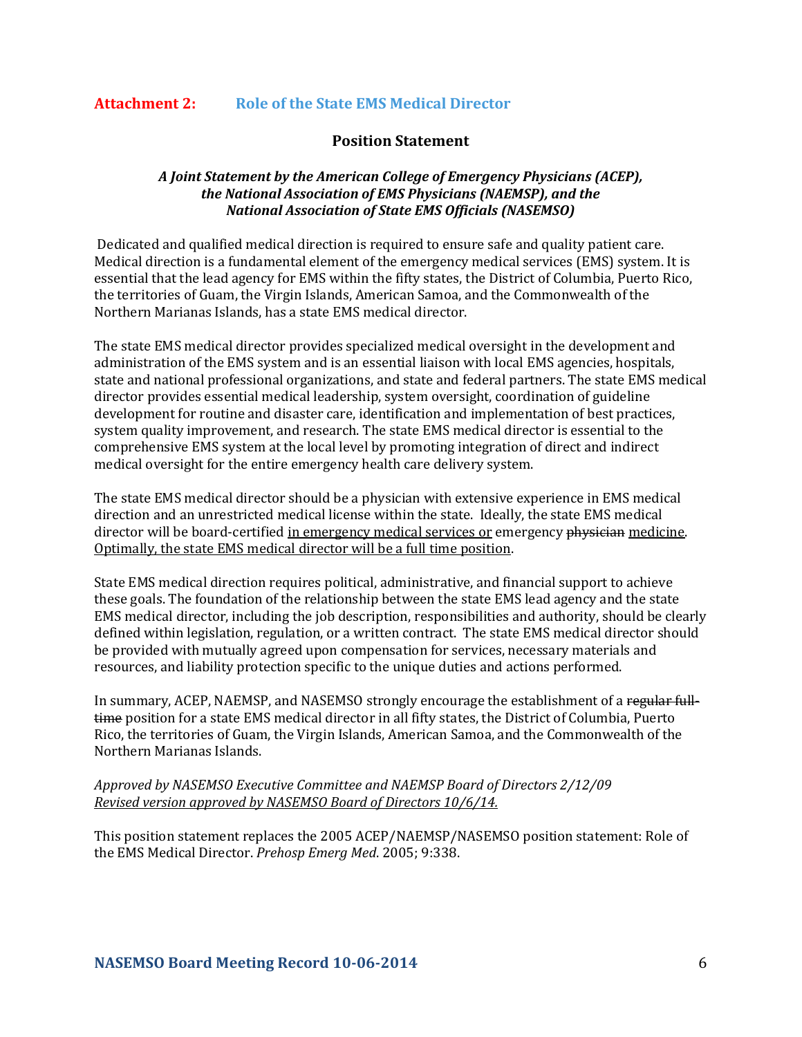## Attachment 2: Role of the State EMS Medical Director

### Position Statement

***A Joint Statement by the American College of Emergency Physicians (ACEP), the National Association of EMS Physicians (NAEMSP), and the National Association of State EMS Officials (NASEMSO)***

Dedicated and qualified medical direction is required to ensure safe and quality patient care. Medical direction is a fundamental element of the emergency medical services (EMS) system. It is essential that the lead agency for EMS within the fifty states, the District of Columbia, Puerto Rico, the territories of Guam, the Virgin Islands, American Samoa, and the Commonwealth of the Northern Marianas Islands, has a state EMS medical director.

The state EMS medical director provides specialized medical oversight in the development and administration of the EMS system and is an essential liaison with local EMS agencies, hospitals, state and national professional organizations, and state and federal partners. The state EMS medical director provides essential medical leadership, system oversight, coordination of guideline development for routine and disaster care, identification and implementation of best practices, system quality improvement, and research. The state EMS medical director is essential to the comprehensive EMS system at the local level by promoting integration of direct and indirect medical oversight for the entire emergency health care delivery system.

The state EMS medical director should be a physician with extensive experience in EMS medical direction and an unrestricted medical license within the state. Ideally, the state EMS medical director will be board-certified <u>in emergency medical services or</u> emergency ~~physician~~ <u>medicine</u>. <u>Optimally, the state EMS medical director will be a full time position</u>.

State EMS medical direction requires political, administrative, and financial support to achieve these goals. The foundation of the relationship between the state EMS lead agency and the state EMS medical director, including the job description, responsibilities and authority, should be clearly defined within legislation, regulation, or a written contract. The state EMS medical director should be provided with mutually agreed upon compensation for services, necessary materials and resources, and liability protection specific to the unique duties and actions performed.

In summary, ACEP, NAEMSP, and NASEMSO strongly encourage the establishment of a ~~regular full-time~~ position for a state EMS medical director in all fifty states, the District of Columbia, Puerto Rico, the territories of Guam, the Virgin Islands, American Samoa, and the Commonwealth of the Northern Marianas Islands.

*Approved by NASEMSO Executive Committee and NAEMSP Board of Directors 2/12/09*
*<u>Revised version approved by NASEMSO Board of Directors 10/6/14.</u>*

This position statement replaces the 2005 ACEP/NAEMSP/NASEMSO position statement: Role of the EMS Medical Director. *Prehosp Emerg Med*. 2005; 9:338.